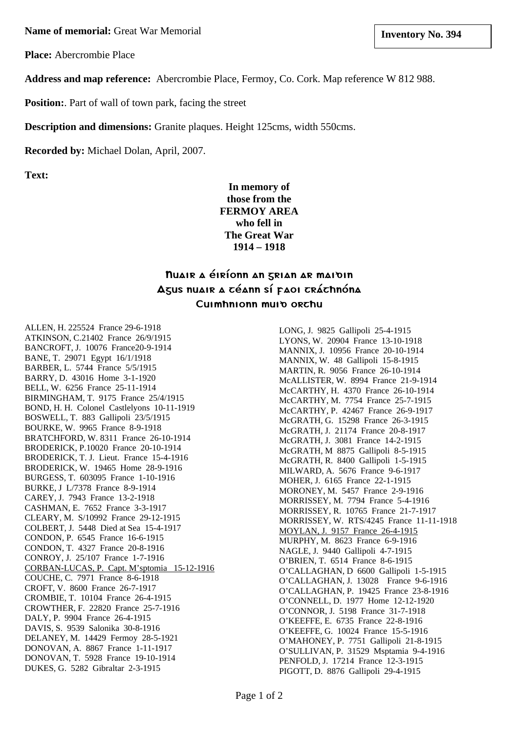**Name of memorial:** Great War Memorial

**Inventory No. 394**

**Place:** Abercrombie Place

**Address and map reference:** Abercrombie Place, Fermoy, Co. Cork. Map reference W 812 988.

**Position:**. Part of wall of town park, facing the street

**Description and dimensions:** Granite plaques. Height 125cms, width 550cms.

**Recorded by:** Michael Dolan, April, 2007.

**Text:**

**In memory of**
**those from the**
**FERMOY AREA**
**who fell in**
**The Great War**
**1914 – 1918**

**Nuair a éiríonn an grian ar maidin**
**Agus nuair a téann sí faoi tráthnóna**
**Cuimhníonn muid orthu**

ALLEN, H. 225524 France 29-6-1918
ATKINSON, C.21402 France 26/9/1915
BANCROFT, J. 10076 France20-9-1914
BANE, T. 29071 Egypt 16/1/1918
BARBER, L. 5744 France 5/5/1915
BARRY, D. 43016 Home 3-1-1920
BELL, W. 6256 France 25-11-1914
BIRMINGHAM, T. 9175 France 25/4/1915
BOND, H. H. Colonel Castlelyons 10-11-1919
BOSWELL, T. 883 Gallipoli 23/5/1915
BOURKE, W. 9965 France 8-9-1918
BRATCHFORD, W. 8311 France 26-10-1914
BRODERICK, P.10020 France 20-10-1914
BRODERICK, T. J. Lieut. France 15-4-1916
BRODERICK, W. 19465 Home 28-9-1916
BURGESS, T. 603095 France 1-10-1916
BURKE, J L/7378 France 8-9-1914
CAREY, J. 7943 France 13-2-1918
CASHMAN, E. 7652 France 3-3-1917
CLEARY, M. S/10992 France 29-12-1915
COLBERT, J. 5448 Died at Sea 15-4-1917
CONDON, P. 6545 France 16-6-1915
CONDON, T. 4327 France 20-8-1916
CONROY, J. 25/107 France 1-7-1916
<u>CORBAN-LUCAS, P. Capt. M'sptomia 15-12-1916</u>
COUCHE, C. 7971 France 8-6-1918
CROFT, V. 8600 France 26-7-1917
CROMBIE, T. 10104 France 26-4-1915
CROWTHER, F. 22820 France 25-7-1916
DALY, P. 9904 France 26-4-1915
DAVIS, S. 9539 Salonika 30-8-1916
DELANEY, M. 14429 Fermoy 28-5-1921
DONOVAN, A. 8867 France 1-11-1917
DONOVAN, T. 5928 France 19-10-1914
DUKES, G. 5282 Gibraltar 2-3-1915
LONG, J. 9825 Gallipoli 25-4-1915
LYONS, W. 20904 France 13-10-1918
MANNIX, J. 10956 France 20-10-1914
MANNIX, W. 48 Gallipoli 15-8-1915
MARTIN, R. 9056 France 26-10-1914
McALLISTER, W. 8994 France 21-9-1914
McCARTHY, H. 4370 France 26-10-1914
McCARTHY, M. 7754 France 25-7-1915
McCARTHY, P. 42467 France 26-9-1917
McGRATH, G. 15298 France 26-3-1915
McGRATH, J. 21174 France 20-8-1917
McGRATH, J. 3081 France 14-2-1915
McGRATH, M 8875 Gallipoli 8-5-1915
McGRATH, R. 8400 Gallipoli 1-5-1915
MILWARD, A. 5676 France 9-6-1917
MOHER, J. 6165 France 22-1-1915
MORONEY, M. 5457 France 2-9-1916
MORRISSEY, M. 7794 France 5-4-1916
MORRISSEY, R. 10765 France 21-7-1917
MORRISSEY, W. RTS/4245 France 11-11-1918
<u>MOYLAN, J. 9157 France 26-4-1915</u>
MURPHY, M. 8623 France 6-9-1916
NAGLE, J. 9440 Gallipoli 4-7-1915
O'BRIEN, T. 6514 France 8-6-1915
O'CALLAGHAN, D 6600 Gallipoli 1-5-1915
O'CALLAGHAN, J. 13028 France 9-6-1916
O'CALLAGHAN, P. 19425 France 23-8-1916
O'CONNELL, D. 1977 Home 12-12-1920
O'CONNOR, J. 5198 France 31-7-1918
O'KEEFFE, E. 6735 France 22-8-1916
O'KEEFFE, G. 10024 France 15-5-1916
O'MAHONEY, P. 7751 Gallipoli 21-8-1915
O'SULLIVAN, P. 31529 Msptamia 9-4-1916
PENFOLD, J. 17214 France 12-3-1915
PIGOTT, D. 8876 Gallipoli 29-4-1915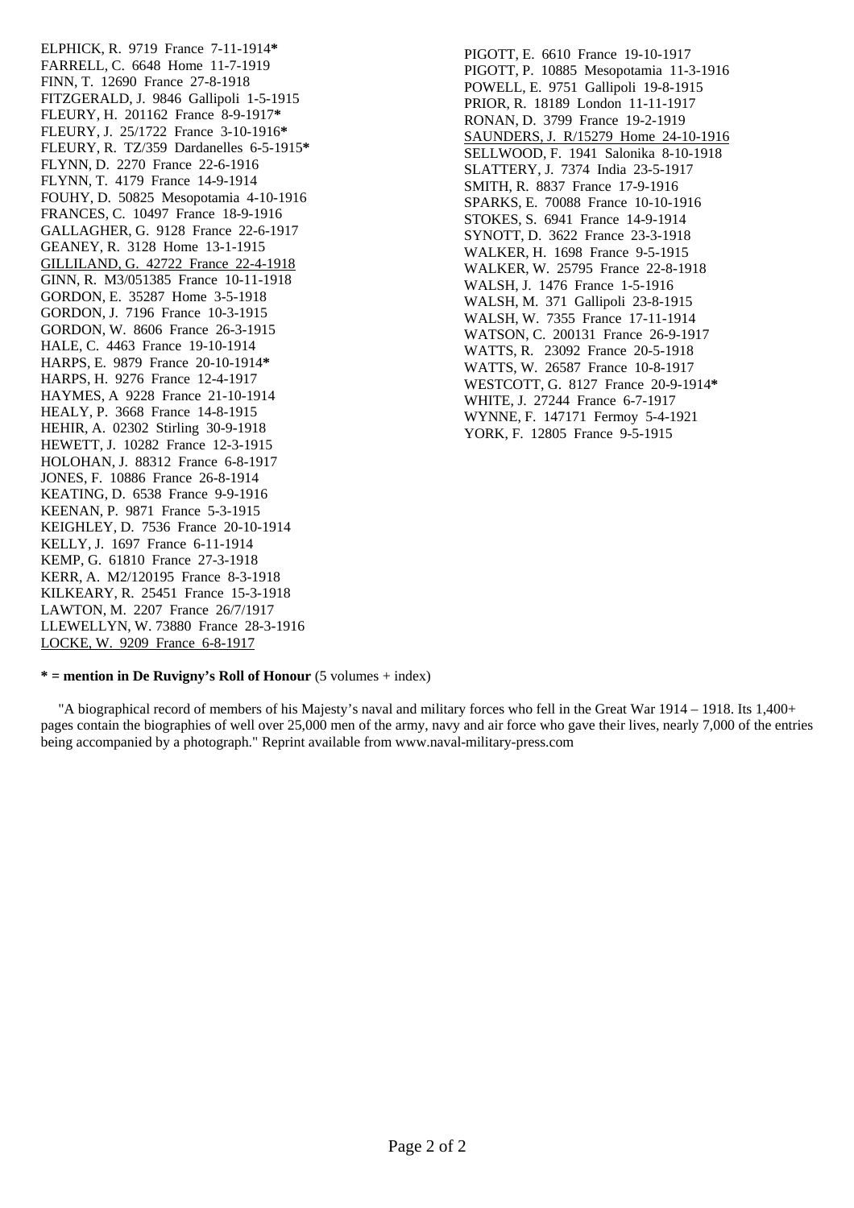ELPHICK, R. 9719 France 7-11-1914*
FARRELL, C. 6648 Home 11-7-1919
FINN, T. 12690 France 27-8-1918
FITZGERALD, J. 9846 Gallipoli 1-5-1915
FLEURY, H. 201162 France 8-9-1917*
FLEURY, J. 25/1722 France 3-10-1916*
FLEURY, R. TZ/359 Dardanelles 6-5-1915*
FLYNN, D. 2270 France 22-6-1916
FLYNN, T. 4179 France 14-9-1914
FOUHY, D. 50825 Mesopotamia 4-10-1916
FRANCES, C. 10497 France 18-9-1916
GALLAGHER, G. 9128 France 22-6-1917
GEANEY, R. 3128 Home 13-1-1915
GILLILAND, G. 42722 France 22-4-1918
GINN, R. M3/051385 France 10-11-1918
GORDON, E. 35287 Home 3-5-1918
GORDON, J. 7196 France 10-3-1915
GORDON, W. 8606 France 26-3-1915
HALE, C. 4463 France 19-10-1914
HARPS, E. 9879 France 20-10-1914*
HARPS, H. 9276 France 12-4-1917
HAYMES, A 9228 France 21-10-1914
HEALY, P. 3668 France 14-8-1915
HEHIR, A. 02302 Stirling 30-9-1918
HEWETT, J. 10282 France 12-3-1915
HOLOHAN, J. 88312 France 6-8-1917
JONES, F. 10886 France 26-8-1914
KEATING, D. 6538 France 9-9-1916
KEENAN, P. 9871 France 5-3-1915
KEIGHLEY, D. 7536 France 20-10-1914
KELLY, J. 1697 France 6-11-1914
KEMP, G. 61810 France 27-3-1918
KERR, A. M2/120195 France 8-3-1918
KILKEARY, R. 25451 France 15-3-1918
LAWTON, M. 2207 France 26/7/1917
LLEWELLYN, W. 73880 France 28-3-1916
LOCKE, W. 9209 France 6-8-1917
PIGOTT, E. 6610 France 19-10-1917
PIGOTT, P. 10885 Mesopotamia 11-3-1916
POWELL, E. 9751 Gallipoli 19-8-1915
PRIOR, R. 18189 London 11-11-1917
RONAN, D. 3799 France 19-2-1919
SAUNDERS, J. R/15279 Home 24-10-1916
SELLWOOD, F. 1941 Salonika 8-10-1918
SLATTERY, J. 7374 India 23-5-1917
SMITH, R. 8837 France 17-9-1916
SPARKS, E. 70088 France 10-10-1916
STOKES, S. 6941 France 14-9-1914
SYNOTT, D. 3622 France 23-3-1918
WALKER, H. 1698 France 9-5-1915
WALKER, W. 25795 France 22-8-1918
WALSH, J. 1476 France 1-5-1916
WALSH, M. 371 Gallipoli 23-8-1915
WALSH, W. 7355 France 17-11-1914
WATSON, C. 200131 France 26-9-1917
WATTS, R. 23092 France 20-5-1918
WATTS, W. 26587 France 10-8-1917
WESTCOTT, G. 8127 France 20-9-1914*
WHITE, J. 27244 France 6-7-1917
WYNNE, F. 147171 Fermoy 5-4-1921
YORK, F. 12805 France 9-5-1915

**\* = mention in De Ruvigny's Roll of Honour** (5 volumes + index)

"A biographical record of members of his Majesty's naval and military forces who fell in the Great War 1914 – 1918. Its 1,400+ pages contain the biographies of well over 25,000 men of the army, navy and air force who gave their lives, nearly 7,000 of the entries being accompanied by a photograph." Reprint available from www.naval-military-press.com